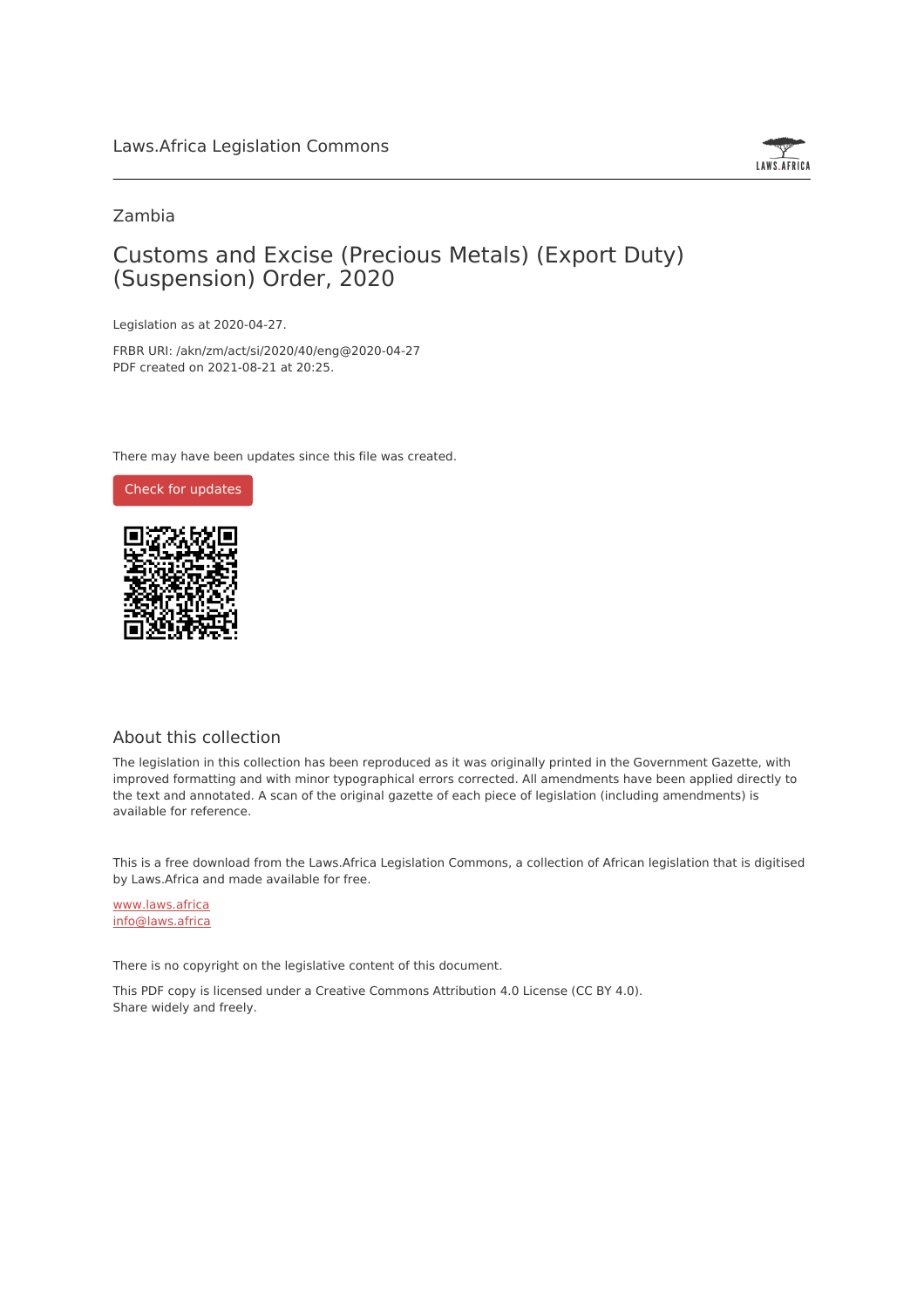Laws.Africa Legislation Commons

Zambia

# Customs and Excise (Precious Metals) (Export Duty) (Suspension) Order, 2020

Legislation as at 2020-04-27.

FRBR URI: /akn/zm/act/si/2020/40/eng@2020-04-27

PDF created on 2021-08-21 at 20:25.

There may have been updates since this file was created.

Check for updates

## About this collection

The legislation in this collection has been reproduced as it was originally printed in the Government Gazette, with improved formatting and with minor typographical errors corrected. All amendments have been applied directly to the text and annotated. A scan of the original gazette of each piece of legislation (including amendments) is available for reference.

This is a free download from the Laws.Africa Legislation Commons, a collection of African legislation that is digitised by Laws.Africa and made available for free.

www.laws.africa
info@laws.africa

There is no copyright on the legislative content of this document.

This PDF copy is licensed under a Creative Commons Attribution 4.0 License (CC BY 4.0). Share widely and freely.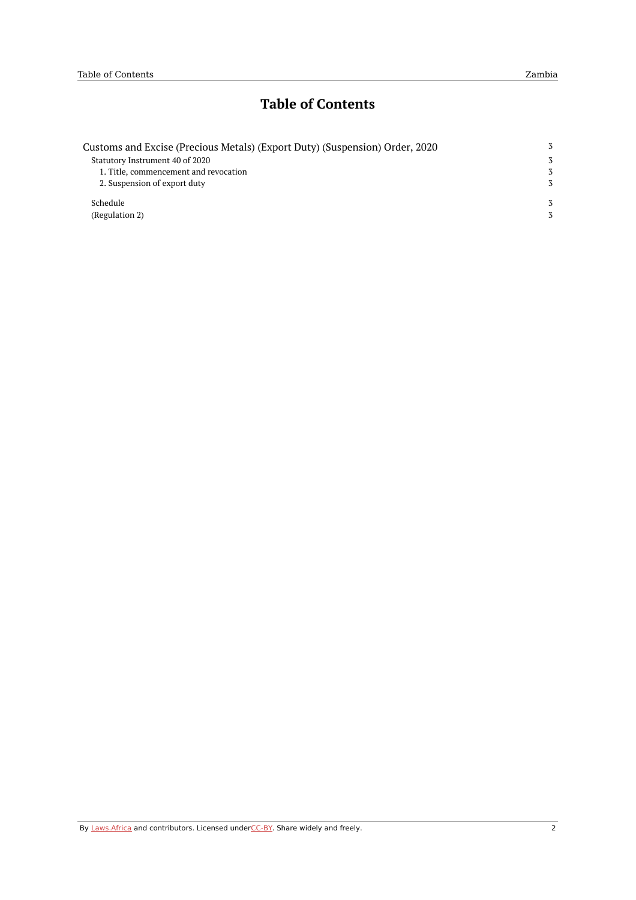# Table of Contents

| | |
|---|---|
| Customs and Excise (Precious Metals) (Export Duty) (Suspension) Order, 2020 | 3 |
| Statutory Instrument 40 of 2020 | 3 |
| 1. Title, commencement and revocation | 3 |
| 2. Suspension of export duty | 3 |
| Schedule | 3 |
| (Regulation 2) | 3 |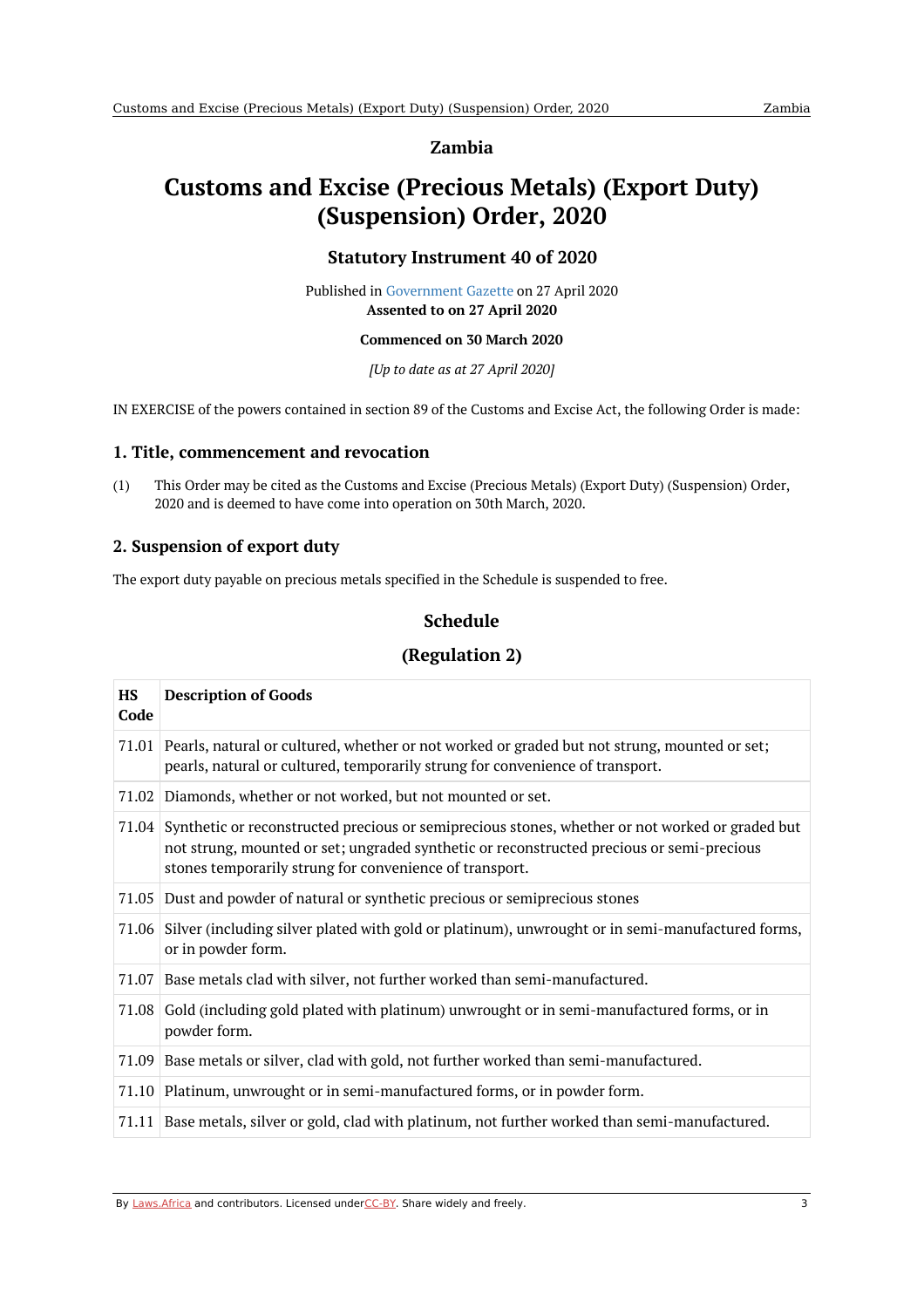**Zambia**

# Customs and Excise (Precious Metals) (Export Duty) (Suspension) Order, 2020

## Statutory Instrument 40 of 2020

Published in Government Gazette on 27 April 2020
**Assented to on 27 April 2020**

**Commenced on 30 March 2020**

*[Up to date as at 27 April 2020]*

IN EXERCISE of the powers contained in section 89 of the Customs and Excise Act, the following Order is made:

### 1. Title, commencement and revocation

(1) This Order may be cited as the Customs and Excise (Precious Metals) (Export Duty) (Suspension) Order, 2020 and is deemed to have come into operation on 30th March, 2020.

### 2. Suspension of export duty

The export duty payable on precious metals specified in the Schedule is suspended to free.

## Schedule

## (Regulation 2)

| HS Code | Description of Goods |
|---|---|
| 71.01 | Pearls, natural or cultured, whether or not worked or graded but not strung, mounted or set; pearls, natural or cultured, temporarily strung for convenience of transport. |
| 71.02 | Diamonds, whether or not worked, but not mounted or set. |
| 71.04 | Synthetic or reconstructed precious or semiprecious stones, whether or not worked or graded but not strung, mounted or set; ungraded synthetic or reconstructed precious or semi-precious stones temporarily strung for convenience of transport. |
| 71.05 | Dust and powder of natural or synthetic precious or semiprecious stones |
| 71.06 | Silver (including silver plated with gold or platinum), unwrought or in semi-manufactured forms, or in powder form. |
| 71.07 | Base metals clad with silver, not further worked than semi-manufactured. |
| 71.08 | Gold (including gold plated with platinum) unwrought or in semi-manufactured forms, or in powder form. |
| 71.09 | Base metals or silver, clad with gold, not further worked than semi-manufactured. |
| 71.10 | Platinum, unwrought or in semi-manufactured forms, or in powder form. |
| 71.11 | Base metals, silver or gold, clad with platinum, not further worked than semi-manufactured. |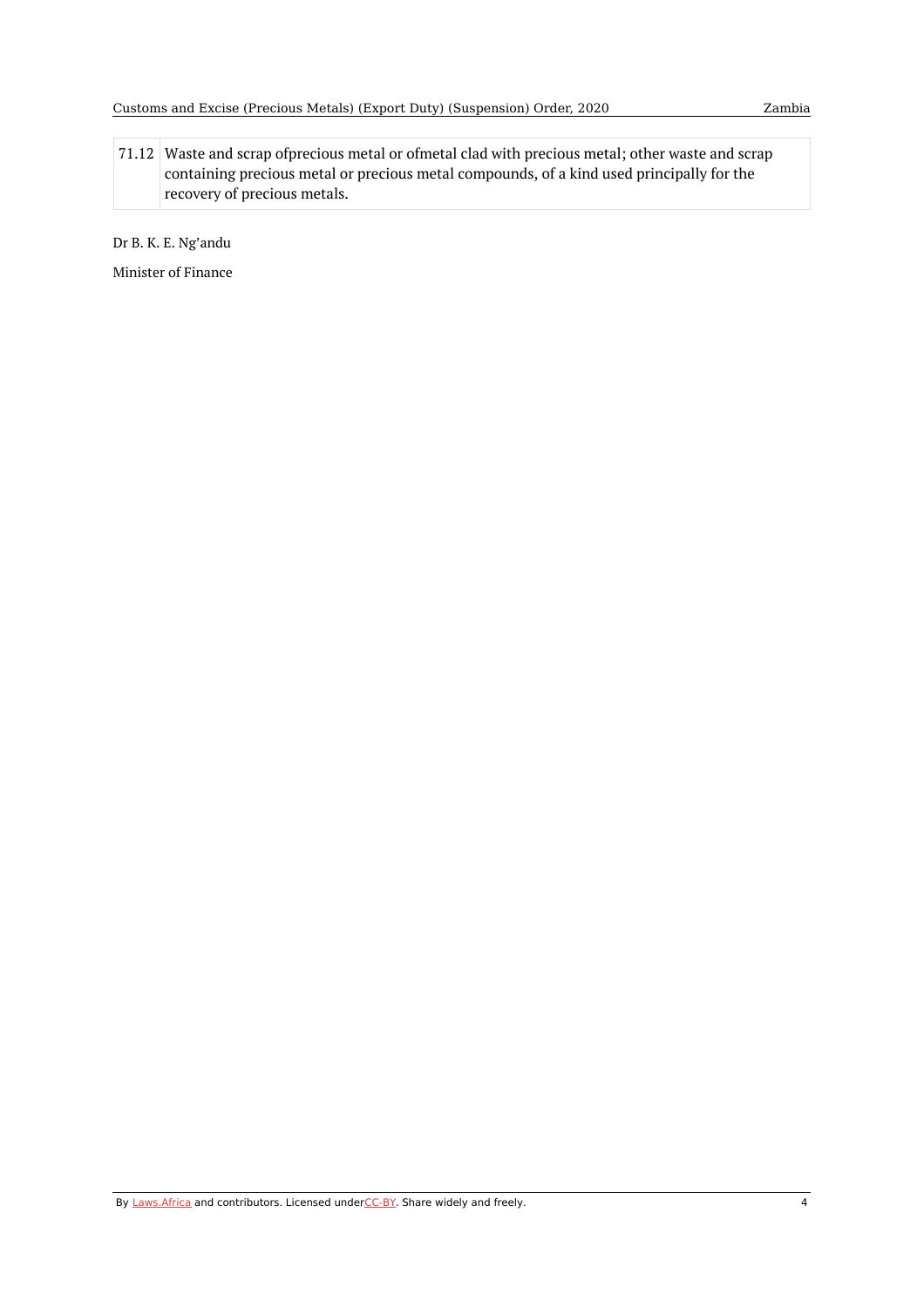| | |
|---|---|
| 71.12 | Waste and scrap ofprecious metal or ofmetal clad with precious metal; other waste and scrap containing precious metal or precious metal compounds, of a kind used principally for the recovery of precious metals. |

Dr B. K. E. Ng'andu

Minister of Finance